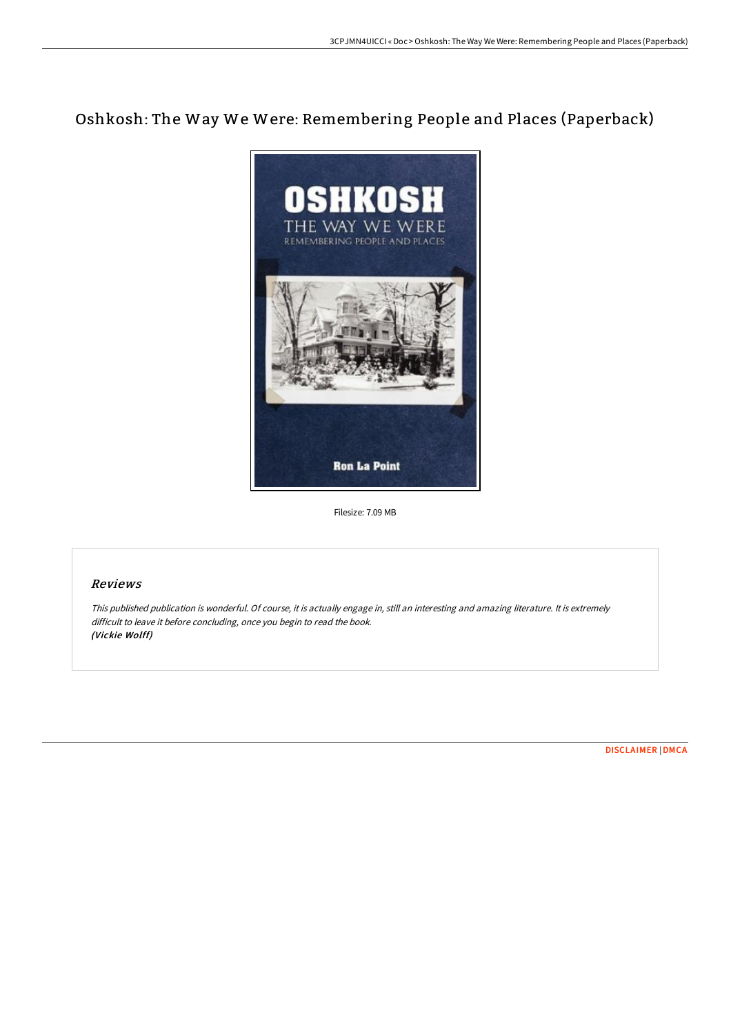# Oshkosh: The Way We Were: Remembering People and Places (Paperback)

Filesize: 7.09 MB

## Reviews

*This published publication is wonderful. Of course, it is actually engage in, still an interesting and amazing literature. It is extremely difficult to leave it before concluding, once you begin to read the book.*
***(Vickie Wolff)***

DISCLAIMER | DMCA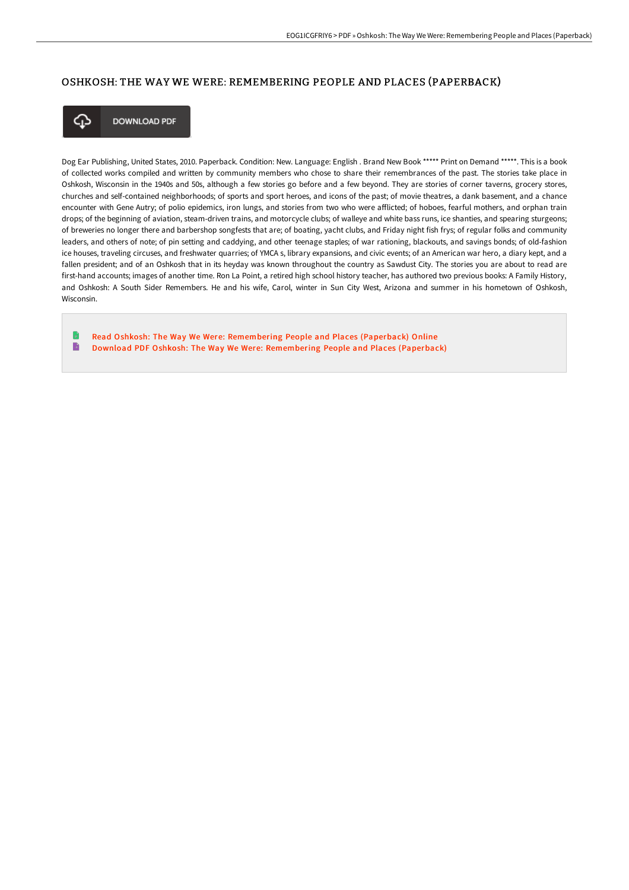# OSHKOSH: THE WAY WE WERE: REMEMBERING PEOPLE AND PLACES (PAPERBACK)

DOWNLOAD PDF

Dog Ear Publishing, United States, 2010. Paperback. Condition: New. Language: English . Brand New Book ***** Print on Demand *****. This is a book of collected works compiled and written by community members who chose to share their remembrances of the past. The stories take place in Oshkosh, Wisconsin in the 1940s and 50s, although a few stories go before and a few beyond. They are stories of corner taverns, grocery stores, churches and self-contained neighborhoods; of sports and sport heroes, and icons of the past; of movie theatres, a dank basement, and a chance encounter with Gene Autry; of polio epidemics, iron lungs, and stories from two who were afflicted; of hoboes, fearful mothers, and orphan train drops; of the beginning of aviation, steam-driven trains, and motorcycle clubs; of walleye and white bass runs, ice shanties, and spearing sturgeons; of breweries no longer there and barbershop songfests that are; of boating, yacht clubs, and Friday night fish frys; of regular folks and community leaders, and others of note; of pin setting and caddying, and other teenage staples; of war rationing, blackouts, and savings bonds; of old-fashion ice houses, traveling circuses, and freshwater quarries; of YMCA s, library expansions, and civic events; of an American war hero, a diary kept, and a fallen president; and of an Oshkosh that in its heyday was known throughout the country as Sawdust City. The stories you are about to read are first-hand accounts; images of another time. Ron La Point, a retired high school history teacher, has authored two previous books: A Family History, and Oshkosh: A South Sider Remembers. He and his wife, Carol, winter in Sun City West, Arizona and summer in his hometown of Oshkosh, Wisconsin.

- Read Oshkosh: The Way We Were: Remembering People and Places (Paperback) Online
- Download PDF Oshkosh: The Way We Were: Remembering People and Places (Paperback)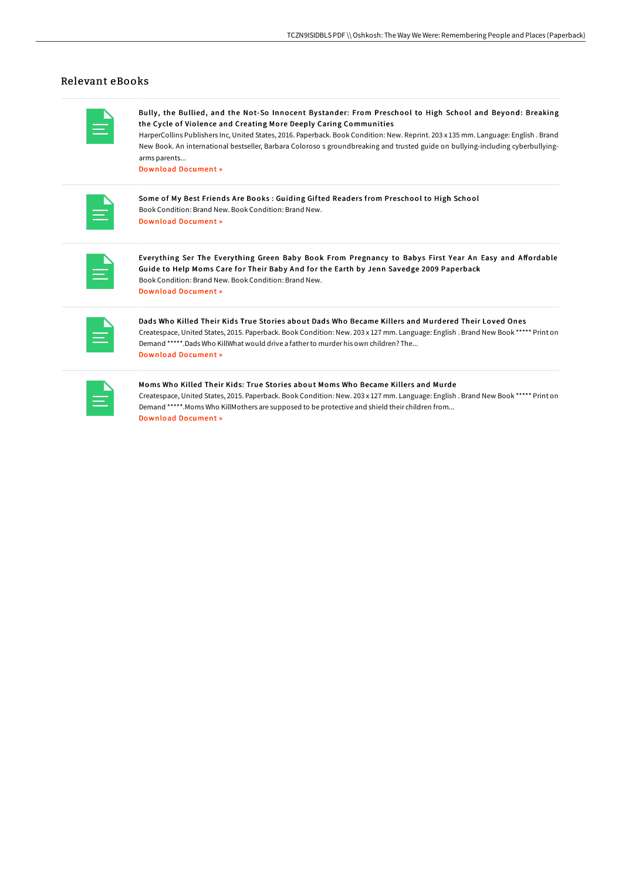## Relevant eBooks

**Bully, the Bullied, and the Not-So Innocent Bystander: From Preschool to High School and Beyond: Breaking the Cycle of Violence and Creating More Deeply Caring Communities**

HarperCollins Publishers Inc, United States, 2016. Paperback. Book Condition: New. Reprint. 203 x 135 mm. Language: English . Brand New Book. An international bestseller, Barbara Coloroso s groundbreaking and trusted guide on bullying-including cyberbullying-arms parents...

Download Document »

**Some of My Best Friends Are Books : Guiding Gifted Readers from Preschool to High School**

Book Condition: Brand New. Book Condition: Brand New.

Download Document »

**Everything Ser The Everything Green Baby Book From Pregnancy to Babys First Year An Easy and Affordable Guide to Help Moms Care for Their Baby And for the Earth by Jenn Savedge 2009 Paperback**

Book Condition: Brand New. Book Condition: Brand New.

Download Document »

**Dads Who Killed Their Kids True Stories about Dads Who Became Killers and Murdered Their Loved Ones**

Createspace, United States, 2015. Paperback. Book Condition: New. 203 x 127 mm. Language: English . Brand New Book ***** Print on Demand *****.Dads Who KillWhat would drive a father to murder his own children? The...

Download Document »

**Moms Who Killed Their Kids: True Stories about Moms Who Became Killers and Murde**

Createspace, United States, 2015. Paperback. Book Condition: New. 203 x 127 mm. Language: English . Brand New Book ***** Print on Demand *****.Moms Who KillMothers are supposed to be protective and shield their children from...

Download Document »